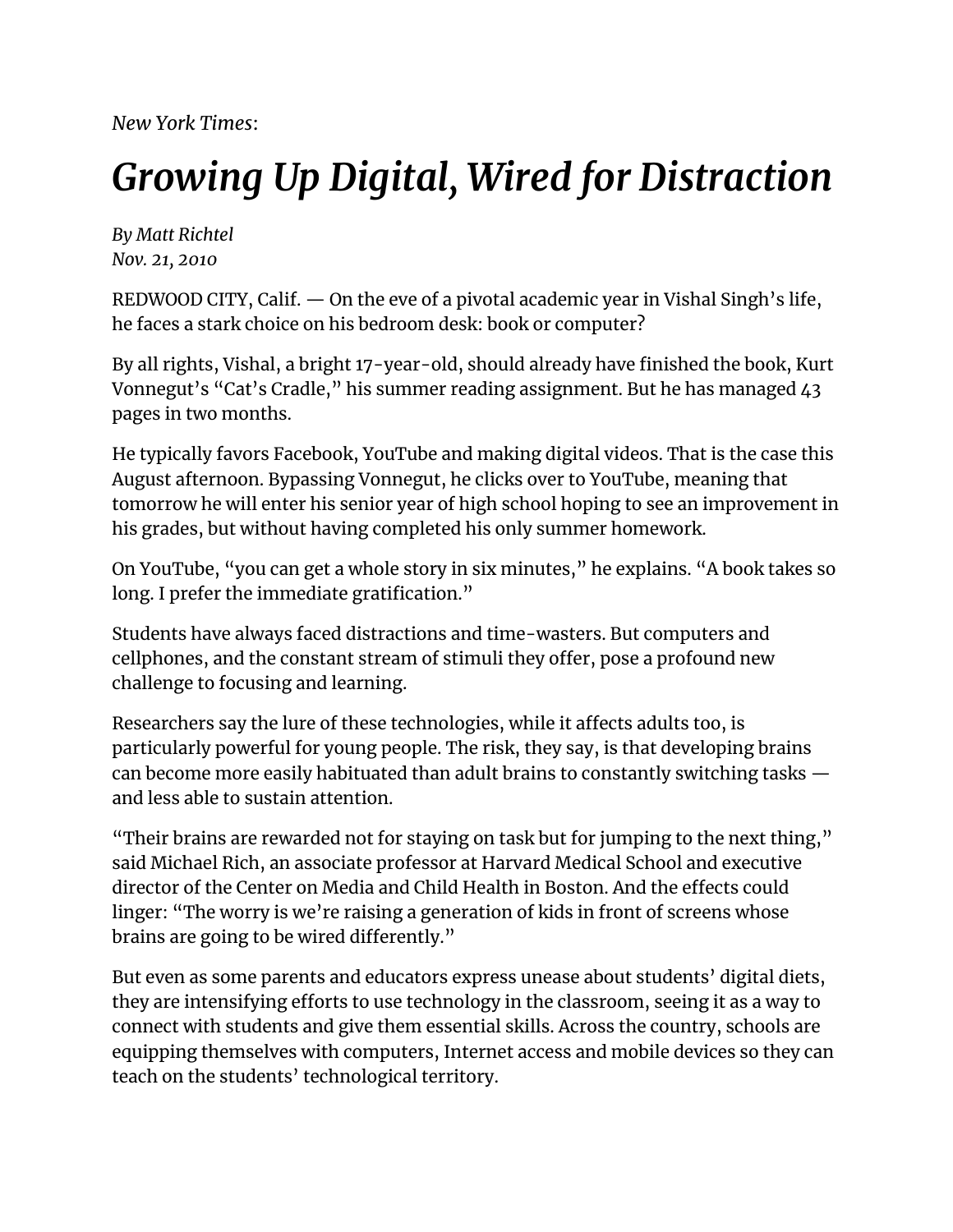*New York Times*:

# *Growing Up Digital, Wired for Distraction*

*By Matt Richtel*
*Nov. 21, 2010*

REDWOOD CITY, Calif. — On the eve of a pivotal academic year in Vishal Singh's life, he faces a stark choice on his bedroom desk: book or computer?

By all rights, Vishal, a bright 17-year-old, should already have finished the book, Kurt Vonnegut's "Cat's Cradle," his summer reading assignment. But he has managed 43 pages in two months.

He typically favors Facebook, YouTube and making digital videos. That is the case this August afternoon. Bypassing Vonnegut, he clicks over to YouTube, meaning that tomorrow he will enter his senior year of high school hoping to see an improvement in his grades, but without having completed his only summer homework.

On YouTube, "you can get a whole story in six minutes," he explains. "A book takes so long. I prefer the immediate gratification."

Students have always faced distractions and time-wasters. But computers and cellphones, and the constant stream of stimuli they offer, pose a profound new challenge to focusing and learning.

Researchers say the lure of these technologies, while it affects adults too, is particularly powerful for young people. The risk, they say, is that developing brains can become more easily habituated than adult brains to constantly switching tasks — and less able to sustain attention.

"Their brains are rewarded not for staying on task but for jumping to the next thing," said Michael Rich, an associate professor at Harvard Medical School and executive director of the Center on Media and Child Health in Boston. And the effects could linger: "The worry is we're raising a generation of kids in front of screens whose brains are going to be wired differently."

But even as some parents and educators express unease about students' digital diets, they are intensifying efforts to use technology in the classroom, seeing it as a way to connect with students and give them essential skills. Across the country, schools are equipping themselves with computers, Internet access and mobile devices so they can teach on the students' technological territory.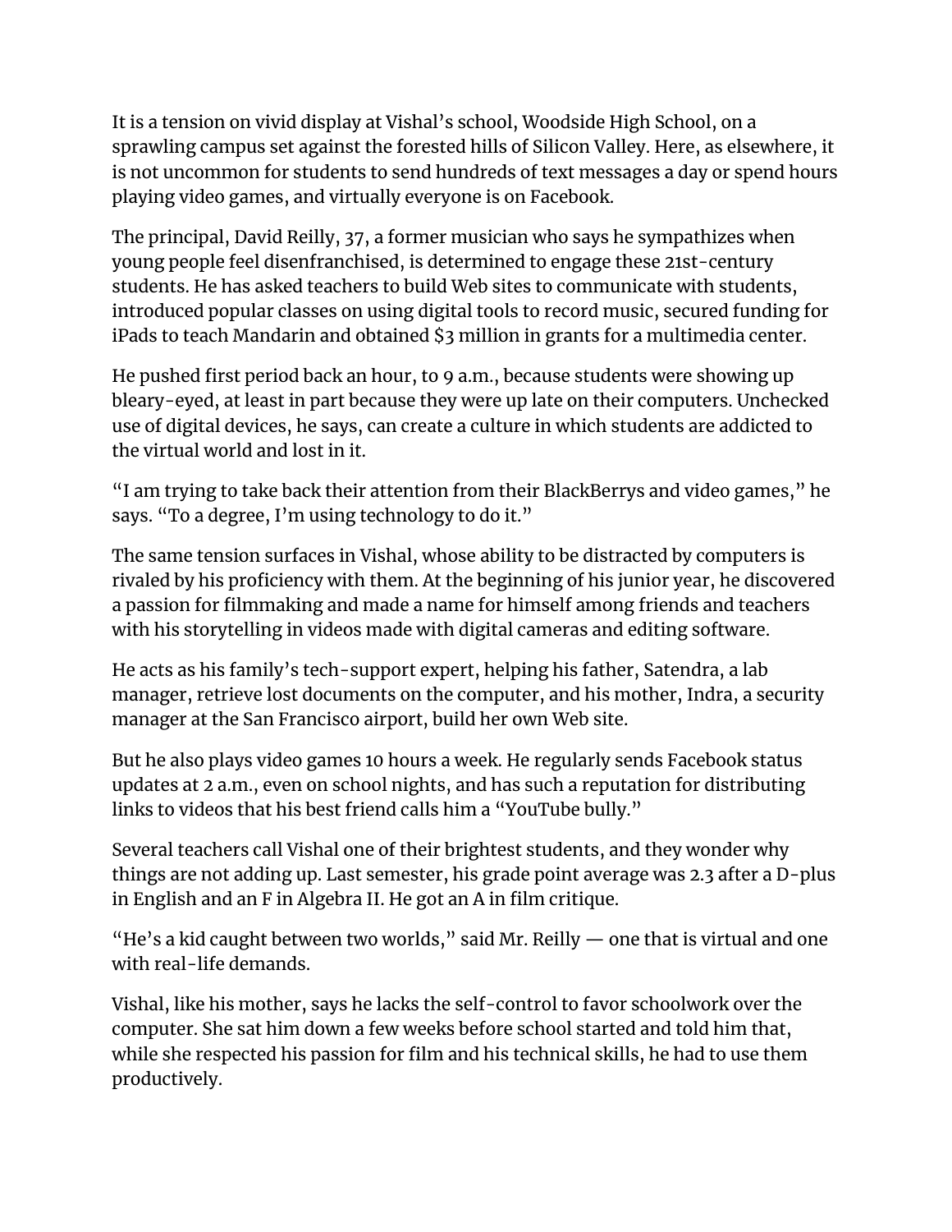It is a tension on vivid display at Vishal's school, Woodside High School, on a sprawling campus set against the forested hills of Silicon Valley. Here, as elsewhere, it is not uncommon for students to send hundreds of text messages a day or spend hours playing video games, and virtually everyone is on Facebook.

The principal, David Reilly, 37, a former musician who says he sympathizes when young people feel disenfranchised, is determined to engage these 21st-century students. He has asked teachers to build Web sites to communicate with students, introduced popular classes on using digital tools to record music, secured funding for iPads to teach Mandarin and obtained $3 million in grants for a multimedia center.

He pushed first period back an hour, to 9 a.m., because students were showing up bleary-eyed, at least in part because they were up late on their computers. Unchecked use of digital devices, he says, can create a culture in which students are addicted to the virtual world and lost in it.

"I am trying to take back their attention from their BlackBerrys and video games," he says. "To a degree, I'm using technology to do it."

The same tension surfaces in Vishal, whose ability to be distracted by computers is rivaled by his proficiency with them. At the beginning of his junior year, he discovered a passion for filmmaking and made a name for himself among friends and teachers with his storytelling in videos made with digital cameras and editing software.

He acts as his family's tech-support expert, helping his father, Satendra, a lab manager, retrieve lost documents on the computer, and his mother, Indra, a security manager at the San Francisco airport, build her own Web site.

But he also plays video games 10 hours a week. He regularly sends Facebook status updates at 2 a.m., even on school nights, and has such a reputation for distributing links to videos that his best friend calls him a "YouTube bully."

Several teachers call Vishal one of their brightest students, and they wonder why things are not adding up. Last semester, his grade point average was 2.3 after a D-plus in English and an F in Algebra II. He got an A in film critique.

"He's a kid caught between two worlds," said Mr. Reilly — one that is virtual and one with real-life demands.

Vishal, like his mother, says he lacks the self-control to favor schoolwork over the computer. She sat him down a few weeks before school started and told him that, while she respected his passion for film and his technical skills, he had to use them productively.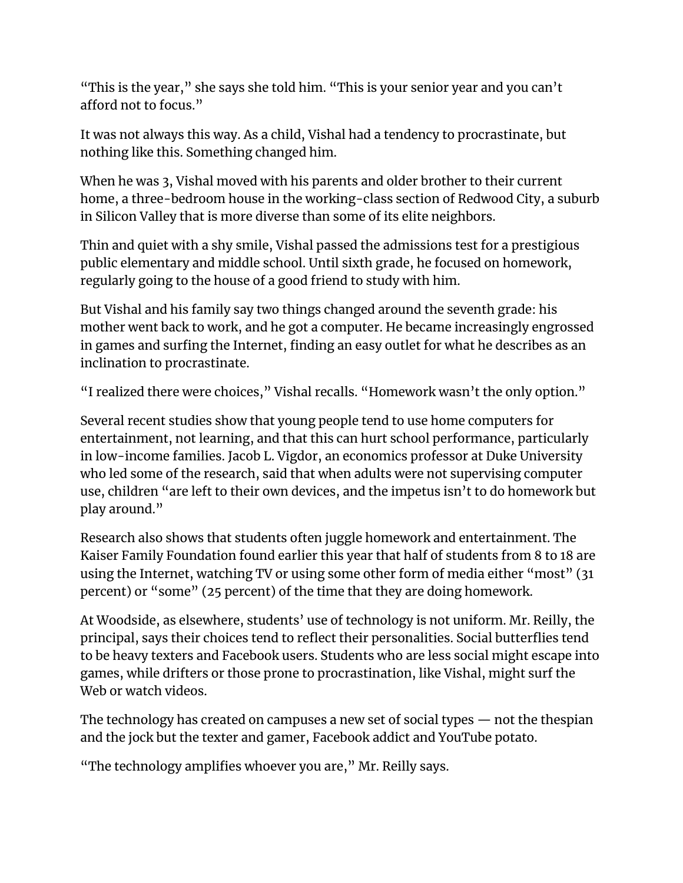"This is the year," she says she told him. "This is your senior year and you can't afford not to focus."

It was not always this way. As a child, Vishal had a tendency to procrastinate, but nothing like this. Something changed him.

When he was 3, Vishal moved with his parents and older brother to their current home, a three-bedroom house in the working-class section of Redwood City, a suburb in Silicon Valley that is more diverse than some of its elite neighbors.

Thin and quiet with a shy smile, Vishal passed the admissions test for a prestigious public elementary and middle school. Until sixth grade, he focused on homework, regularly going to the house of a good friend to study with him.

But Vishal and his family say two things changed around the seventh grade: his mother went back to work, and he got a computer. He became increasingly engrossed in games and surfing the Internet, finding an easy outlet for what he describes as an inclination to procrastinate.

"I realized there were choices," Vishal recalls. "Homework wasn't the only option."

Several recent studies show that young people tend to use home computers for entertainment, not learning, and that this can hurt school performance, particularly in low-income families. Jacob L. Vigdor, an economics professor at Duke University who led some of the research, said that when adults were not supervising computer use, children "are left to their own devices, and the impetus isn't to do homework but play around."

Research also shows that students often juggle homework and entertainment. The Kaiser Family Foundation found earlier this year that half of students from 8 to 18 are using the Internet, watching TV or using some other form of media either "most" (31 percent) or "some" (25 percent) of the time that they are doing homework.

At Woodside, as elsewhere, students' use of technology is not uniform. Mr. Reilly, the principal, says their choices tend to reflect their personalities. Social butterflies tend to be heavy texters and Facebook users. Students who are less social might escape into games, while drifters or those prone to procrastination, like Vishal, might surf the Web or watch videos.

The technology has created on campuses a new set of social types — not the thespian and the jock but the texter and gamer, Facebook addict and YouTube potato.

"The technology amplifies whoever you are," Mr. Reilly says.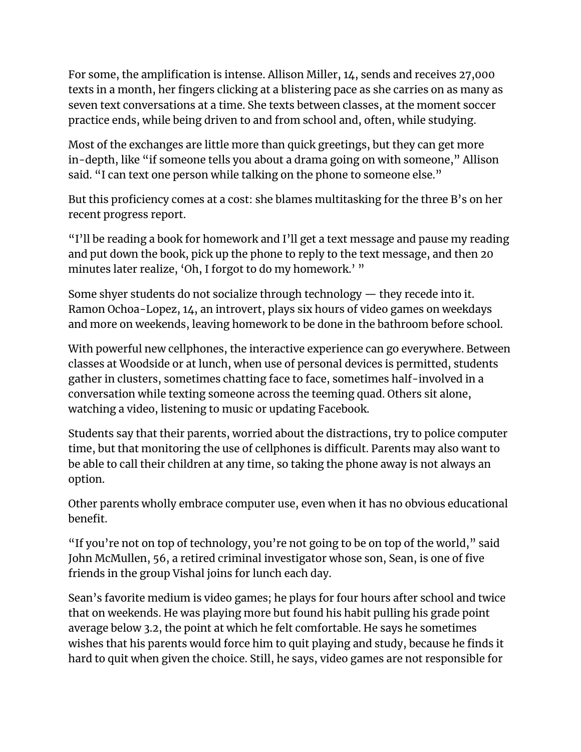For some, the amplification is intense. Allison Miller, 14, sends and receives 27,000 texts in a month, her fingers clicking at a blistering pace as she carries on as many as seven text conversations at a time. She texts between classes, at the moment soccer practice ends, while being driven to and from school and, often, while studying.

Most of the exchanges are little more than quick greetings, but they can get more in-depth, like "if someone tells you about a drama going on with someone," Allison said. "I can text one person while talking on the phone to someone else."

But this proficiency comes at a cost: she blames multitasking for the three B's on her recent progress report.

"I'll be reading a book for homework and I'll get a text message and pause my reading and put down the book, pick up the phone to reply to the text message, and then 20 minutes later realize, 'Oh, I forgot to do my homework.' "

Some shyer students do not socialize through technology — they recede into it. Ramon Ochoa-Lopez, 14, an introvert, plays six hours of video games on weekdays and more on weekends, leaving homework to be done in the bathroom before school.

With powerful new cellphones, the interactive experience can go everywhere. Between classes at Woodside or at lunch, when use of personal devices is permitted, students gather in clusters, sometimes chatting face to face, sometimes half-involved in a conversation while texting someone across the teeming quad. Others sit alone, watching a video, listening to music or updating Facebook.

Students say that their parents, worried about the distractions, try to police computer time, but that monitoring the use of cellphones is difficult. Parents may also want to be able to call their children at any time, so taking the phone away is not always an option.

Other parents wholly embrace computer use, even when it has no obvious educational benefit.

"If you're not on top of technology, you're not going to be on top of the world," said John McMullen, 56, a retired criminal investigator whose son, Sean, is one of five friends in the group Vishal joins for lunch each day.

Sean's favorite medium is video games; he plays for four hours after school and twice that on weekends. He was playing more but found his habit pulling his grade point average below 3.2, the point at which he felt comfortable. He says he sometimes wishes that his parents would force him to quit playing and study, because he finds it hard to quit when given the choice. Still, he says, video games are not responsible for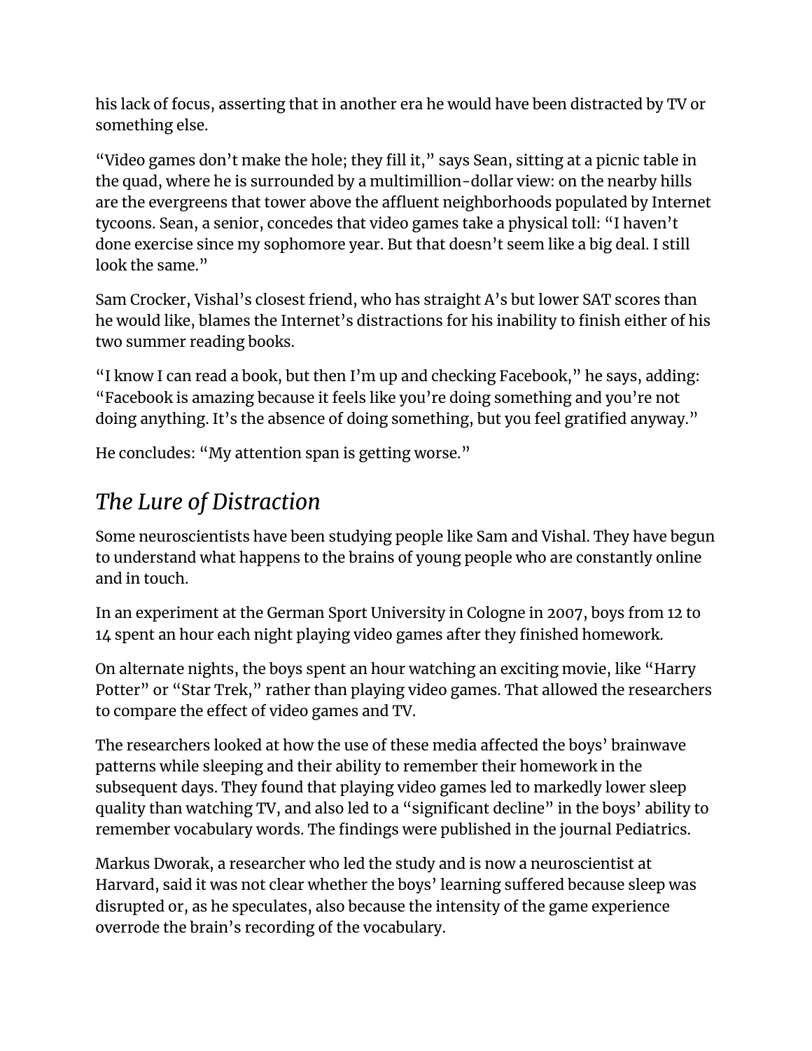his lack of focus, asserting that in another era he would have been distracted by TV or something else.

"Video games don't make the hole; they fill it," says Sean, sitting at a picnic table in the quad, where he is surrounded by a multimillion-dollar view: on the nearby hills are the evergreens that tower above the affluent neighborhoods populated by Internet tycoons. Sean, a senior, concedes that video games take a physical toll: "I haven't done exercise since my sophomore year. But that doesn't seem like a big deal. I still look the same."

Sam Crocker, Vishal's closest friend, who has straight A's but lower SAT scores than he would like, blames the Internet's distractions for his inability to finish either of his two summer reading books.

"I know I can read a book, but then I'm up and checking Facebook," he says, adding: "Facebook is amazing because it feels like you're doing something and you're not doing anything. It's the absence of doing something, but you feel gratified anyway."

He concludes: "My attention span is getting worse."

## *The Lure of Distraction*

Some neuroscientists have been studying people like Sam and Vishal. They have begun to understand what happens to the brains of young people who are constantly online and in touch.

In an experiment at the German Sport University in Cologne in 2007, boys from 12 to 14 spent an hour each night playing video games after they finished homework.

On alternate nights, the boys spent an hour watching an exciting movie, like "Harry Potter" or "Star Trek," rather than playing video games. That allowed the researchers to compare the effect of video games and TV.

The researchers looked at how the use of these media affected the boys' brainwave patterns while sleeping and their ability to remember their homework in the subsequent days. They found that playing video games led to markedly lower sleep quality than watching TV, and also led to a "significant decline" in the boys' ability to remember vocabulary words. The findings were published in the journal Pediatrics.

Markus Dworak, a researcher who led the study and is now a neuroscientist at Harvard, said it was not clear whether the boys' learning suffered because sleep was disrupted or, as he speculates, also because the intensity of the game experience overrode the brain's recording of the vocabulary.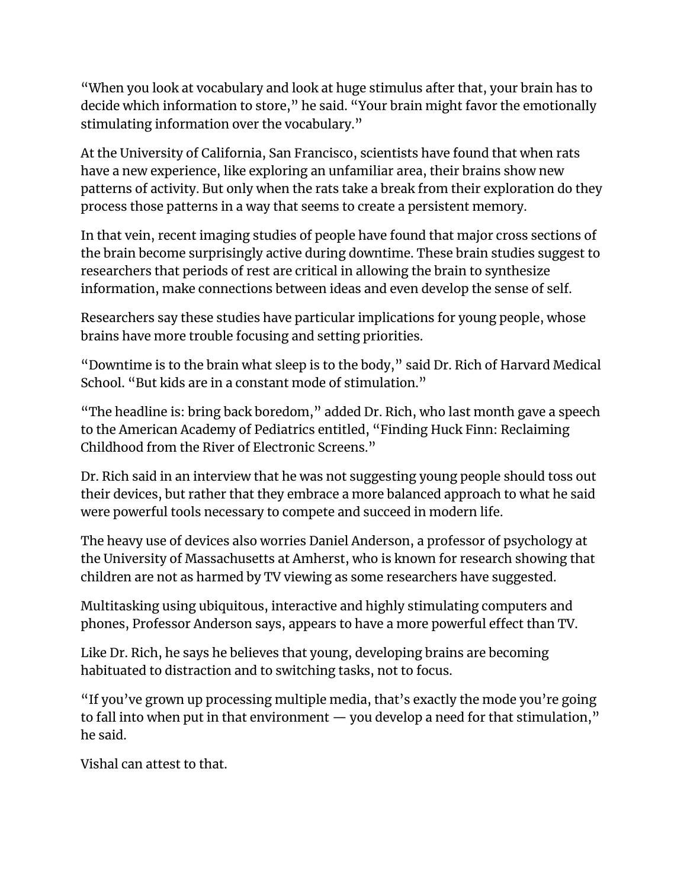"When you look at vocabulary and look at huge stimulus after that, your brain has to decide which information to store," he said. "Your brain might favor the emotionally stimulating information over the vocabulary."

At the University of California, San Francisco, scientists have found that when rats have a new experience, like exploring an unfamiliar area, their brains show new patterns of activity. But only when the rats take a break from their exploration do they process those patterns in a way that seems to create a persistent memory.

In that vein, recent imaging studies of people have found that major cross sections of the brain become surprisingly active during downtime. These brain studies suggest to researchers that periods of rest are critical in allowing the brain to synthesize information, make connections between ideas and even develop the sense of self.

Researchers say these studies have particular implications for young people, whose brains have more trouble focusing and setting priorities.

"Downtime is to the brain what sleep is to the body," said Dr. Rich of Harvard Medical School. "But kids are in a constant mode of stimulation."

"The headline is: bring back boredom," added Dr. Rich, who last month gave a speech to the American Academy of Pediatrics entitled, "Finding Huck Finn: Reclaiming Childhood from the River of Electronic Screens."

Dr. Rich said in an interview that he was not suggesting young people should toss out their devices, but rather that they embrace a more balanced approach to what he said were powerful tools necessary to compete and succeed in modern life.

The heavy use of devices also worries Daniel Anderson, a professor of psychology at the University of Massachusetts at Amherst, who is known for research showing that children are not as harmed by TV viewing as some researchers have suggested.

Multitasking using ubiquitous, interactive and highly stimulating computers and phones, Professor Anderson says, appears to have a more powerful effect than TV.

Like Dr. Rich, he says he believes that young, developing brains are becoming habituated to distraction and to switching tasks, not to focus.

"If you've grown up processing multiple media, that's exactly the mode you're going to fall into when put in that environment — you develop a need for that stimulation," he said.

Vishal can attest to that.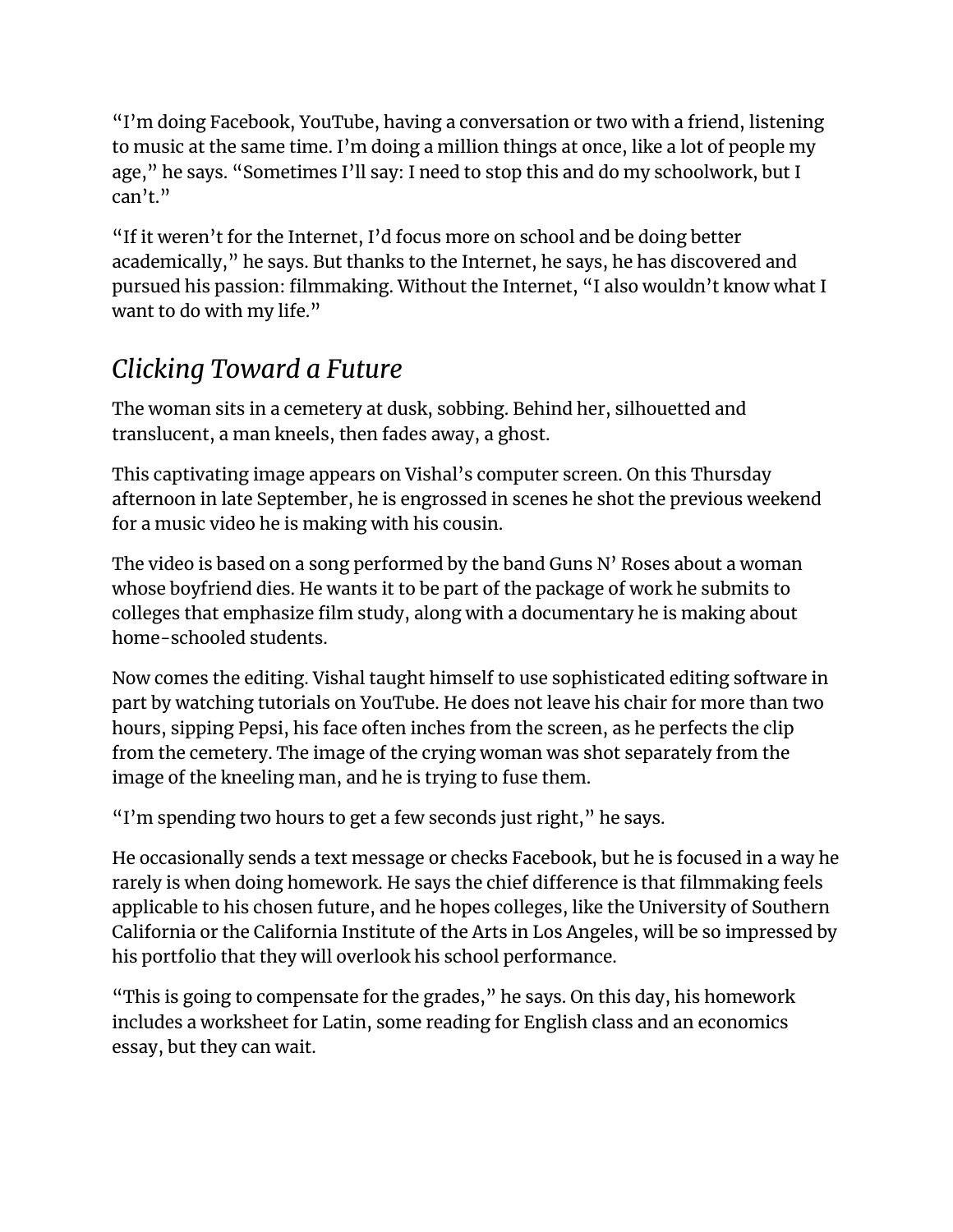"I'm doing Facebook, YouTube, having a conversation or two with a friend, listening to music at the same time. I'm doing a million things at once, like a lot of people my age," he says. "Sometimes I'll say: I need to stop this and do my schoolwork, but I can't."

"If it weren't for the Internet, I'd focus more on school and be doing better academically," he says. But thanks to the Internet, he says, he has discovered and pursued his passion: filmmaking. Without the Internet, "I also wouldn't know what I want to do with my life."

## *Clicking Toward a Future*

The woman sits in a cemetery at dusk, sobbing. Behind her, silhouetted and translucent, a man kneels, then fades away, a ghost.

This captivating image appears on Vishal's computer screen. On this Thursday afternoon in late September, he is engrossed in scenes he shot the previous weekend for a music video he is making with his cousin.

The video is based on a song performed by the band Guns N' Roses about a woman whose boyfriend dies. He wants it to be part of the package of work he submits to colleges that emphasize film study, along with a documentary he is making about home-schooled students.

Now comes the editing. Vishal taught himself to use sophisticated editing software in part by watching tutorials on YouTube. He does not leave his chair for more than two hours, sipping Pepsi, his face often inches from the screen, as he perfects the clip from the cemetery. The image of the crying woman was shot separately from the image of the kneeling man, and he is trying to fuse them.

"I'm spending two hours to get a few seconds just right," he says.

He occasionally sends a text message or checks Facebook, but he is focused in a way he rarely is when doing homework. He says the chief difference is that filmmaking feels applicable to his chosen future, and he hopes colleges, like the University of Southern California or the California Institute of the Arts in Los Angeles, will be so impressed by his portfolio that they will overlook his school performance.

"This is going to compensate for the grades," he says. On this day, his homework includes a worksheet for Latin, some reading for English class and an economics essay, but they can wait.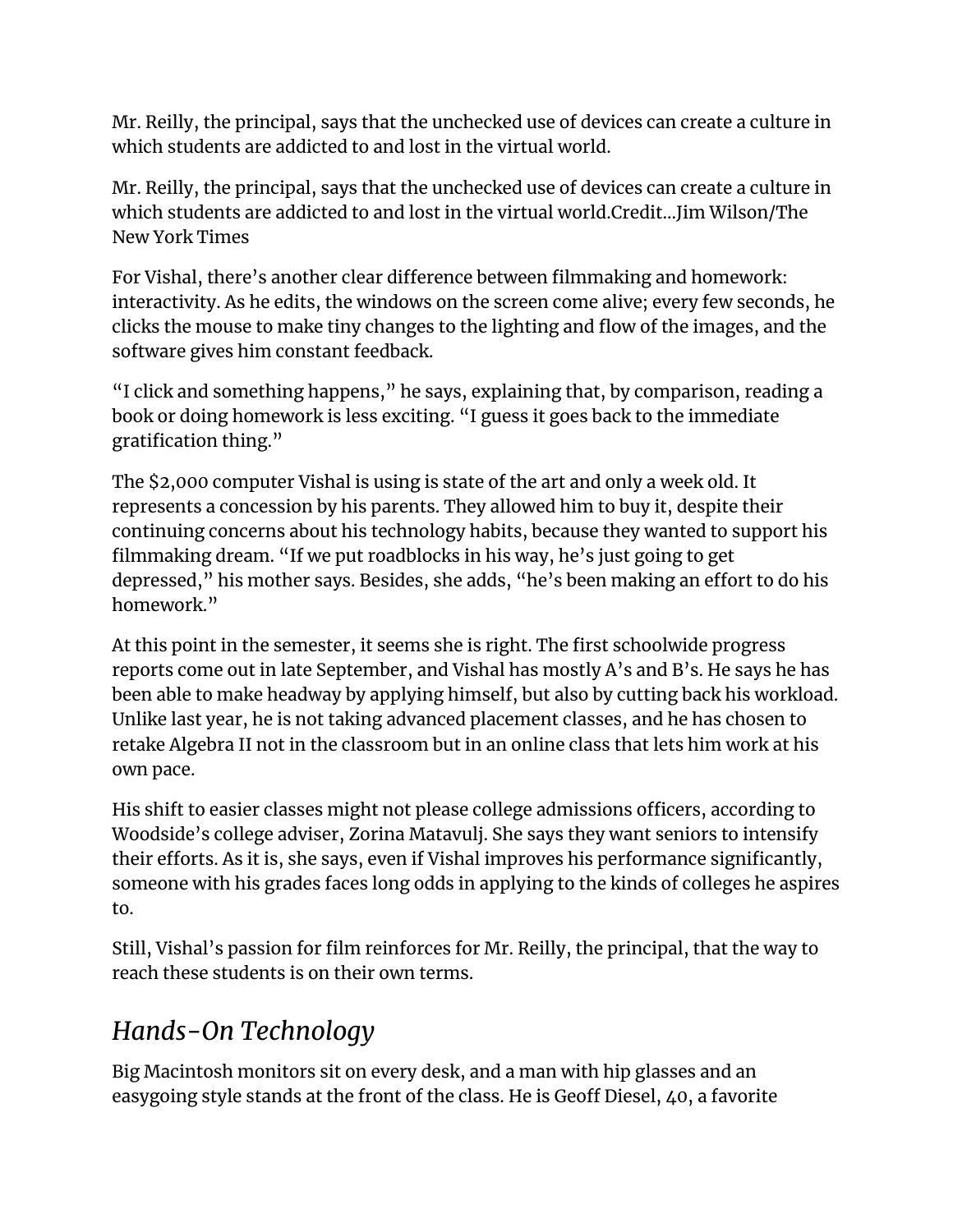Mr. Reilly, the principal, says that the unchecked use of devices can create a culture in which students are addicted to and lost in the virtual world.

Mr. Reilly, the principal, says that the unchecked use of devices can create a culture in which students are addicted to and lost in the virtual world.Credit...Jim Wilson/The New York Times

For Vishal, there's another clear difference between filmmaking and homework: interactivity. As he edits, the windows on the screen come alive; every few seconds, he clicks the mouse to make tiny changes to the lighting and flow of the images, and the software gives him constant feedback.

"I click and something happens," he says, explaining that, by comparison, reading a book or doing homework is less exciting. "I guess it goes back to the immediate gratification thing."

The $2,000 computer Vishal is using is state of the art and only a week old. It represents a concession by his parents. They allowed him to buy it, despite their continuing concerns about his technology habits, because they wanted to support his filmmaking dream. "If we put roadblocks in his way, he's just going to get depressed," his mother says. Besides, she adds, "he's been making an effort to do his homework."

At this point in the semester, it seems she is right. The first schoolwide progress reports come out in late September, and Vishal has mostly A's and B's. He says he has been able to make headway by applying himself, but also by cutting back his workload. Unlike last year, he is not taking advanced placement classes, and he has chosen to retake Algebra II not in the classroom but in an online class that lets him work at his own pace.

His shift to easier classes might not please college admissions officers, according to Woodside's college adviser, Zorina Matavulj. She says they want seniors to intensify their efforts. As it is, she says, even if Vishal improves his performance significantly, someone with his grades faces long odds in applying to the kinds of colleges he aspires to.

Still, Vishal's passion for film reinforces for Mr. Reilly, the principal, that the way to reach these students is on their own terms.

## *Hands-On Technology*

Big Macintosh monitors sit on every desk, and a man with hip glasses and an easygoing style stands at the front of the class. He is Geoff Diesel, 40, a favorite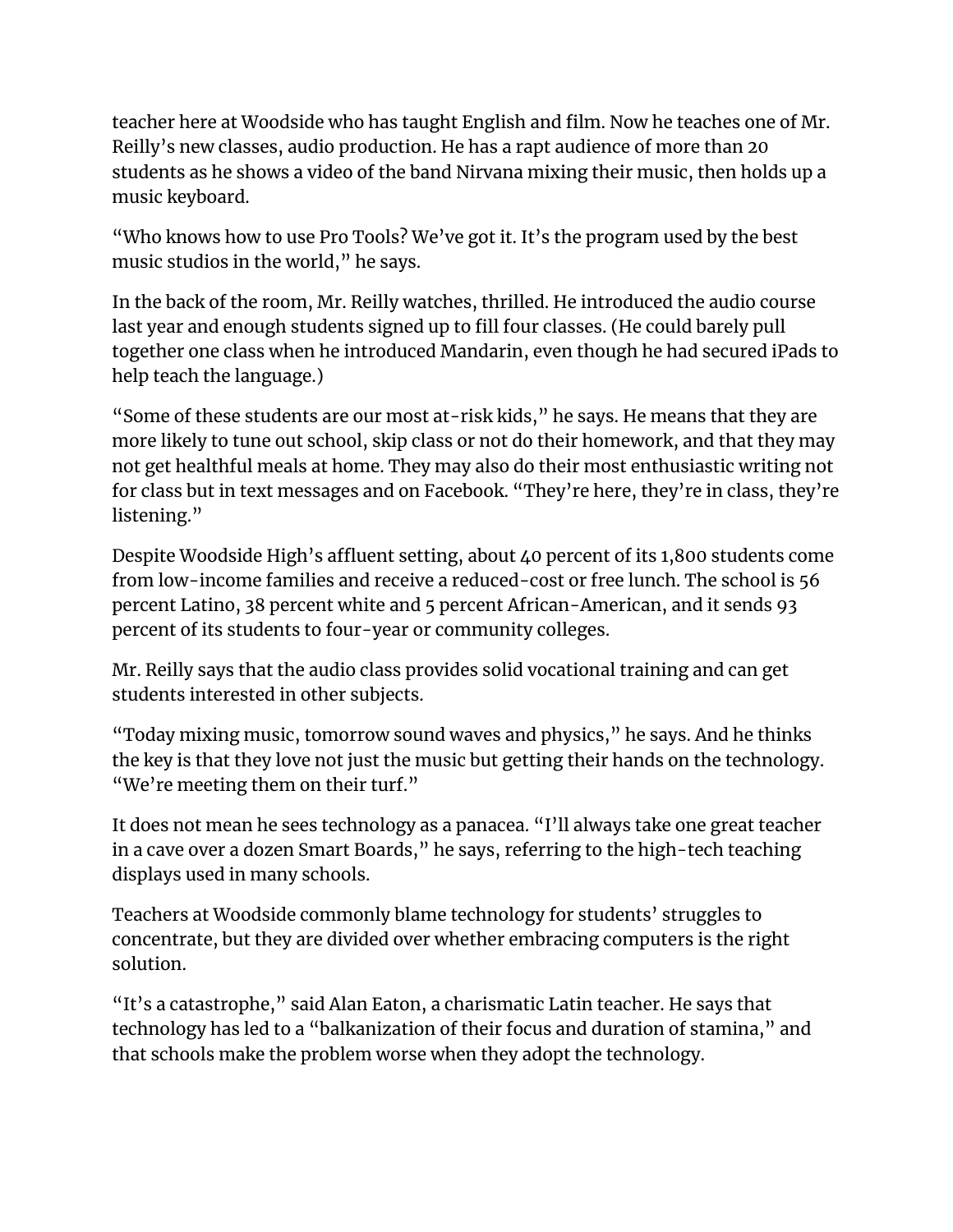teacher here at Woodside who has taught English and film. Now he teaches one of Mr. Reilly's new classes, audio production. He has a rapt audience of more than 20 students as he shows a video of the band Nirvana mixing their music, then holds up a music keyboard.

"Who knows how to use Pro Tools? We've got it. It's the program used by the best music studios in the world," he says.

In the back of the room, Mr. Reilly watches, thrilled. He introduced the audio course last year and enough students signed up to fill four classes. (He could barely pull together one class when he introduced Mandarin, even though he had secured iPads to help teach the language.)

"Some of these students are our most at-risk kids," he says. He means that they are more likely to tune out school, skip class or not do their homework, and that they may not get healthful meals at home. They may also do their most enthusiastic writing not for class but in text messages and on Facebook. "They're here, they're in class, they're listening."

Despite Woodside High's affluent setting, about 40 percent of its 1,800 students come from low-income families and receive a reduced-cost or free lunch. The school is 56 percent Latino, 38 percent white and 5 percent African-American, and it sends 93 percent of its students to four-year or community colleges.

Mr. Reilly says that the audio class provides solid vocational training and can get students interested in other subjects.

"Today mixing music, tomorrow sound waves and physics," he says. And he thinks the key is that they love not just the music but getting their hands on the technology. "We're meeting them on their turf."

It does not mean he sees technology as a panacea. "I'll always take one great teacher in a cave over a dozen Smart Boards," he says, referring to the high-tech teaching displays used in many schools.

Teachers at Woodside commonly blame technology for students' struggles to concentrate, but they are divided over whether embracing computers is the right solution.

"It's a catastrophe," said Alan Eaton, a charismatic Latin teacher. He says that technology has led to a "balkanization of their focus and duration of stamina," and that schools make the problem worse when they adopt the technology.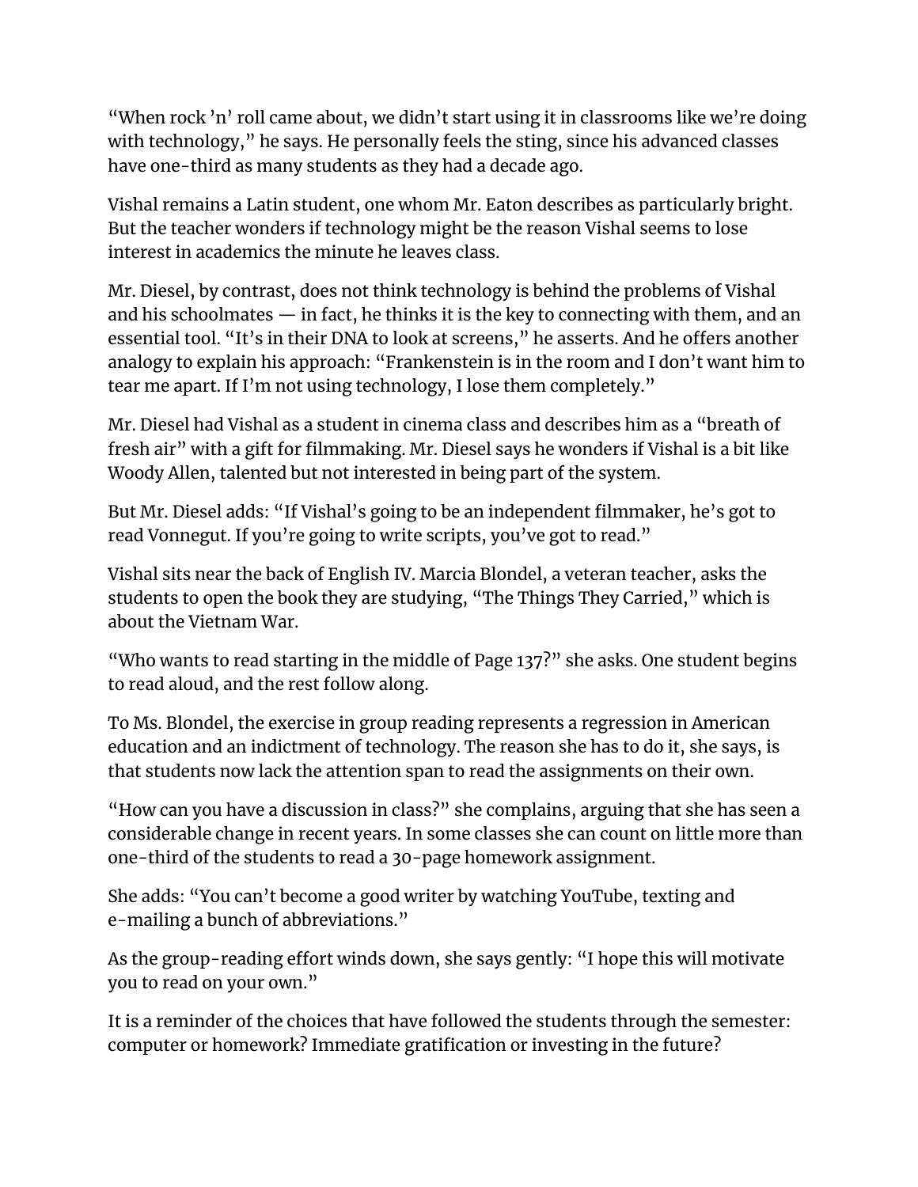"When rock 'n' roll came about, we didn't start using it in classrooms like we're doing with technology," he says. He personally feels the sting, since his advanced classes have one-third as many students as they had a decade ago.

Vishal remains a Latin student, one whom Mr. Eaton describes as particularly bright. But the teacher wonders if technology might be the reason Vishal seems to lose interest in academics the minute he leaves class.

Mr. Diesel, by contrast, does not think technology is behind the problems of Vishal and his schoolmates — in fact, he thinks it is the key to connecting with them, and an essential tool. "It's in their DNA to look at screens," he asserts. And he offers another analogy to explain his approach: "Frankenstein is in the room and I don't want him to tear me apart. If I'm not using technology, I lose them completely."

Mr. Diesel had Vishal as a student in cinema class and describes him as a "breath of fresh air" with a gift for filmmaking. Mr. Diesel says he wonders if Vishal is a bit like Woody Allen, talented but not interested in being part of the system.

But Mr. Diesel adds: "If Vishal's going to be an independent filmmaker, he's got to read Vonnegut. If you're going to write scripts, you've got to read."

Vishal sits near the back of English IV. Marcia Blondel, a veteran teacher, asks the students to open the book they are studying, "The Things They Carried," which is about the Vietnam War.

"Who wants to read starting in the middle of Page 137?" she asks. One student begins to read aloud, and the rest follow along.

To Ms. Blondel, the exercise in group reading represents a regression in American education and an indictment of technology. The reason she has to do it, she says, is that students now lack the attention span to read the assignments on their own.

"How can you have a discussion in class?" she complains, arguing that she has seen a considerable change in recent years. In some classes she can count on little more than one-third of the students to read a 30-page homework assignment.

She adds: "You can't become a good writer by watching YouTube, texting and e-mailing a bunch of abbreviations."

As the group-reading effort winds down, she says gently: "I hope this will motivate you to read on your own."

It is a reminder of the choices that have followed the students through the semester: computer or homework? Immediate gratification or investing in the future?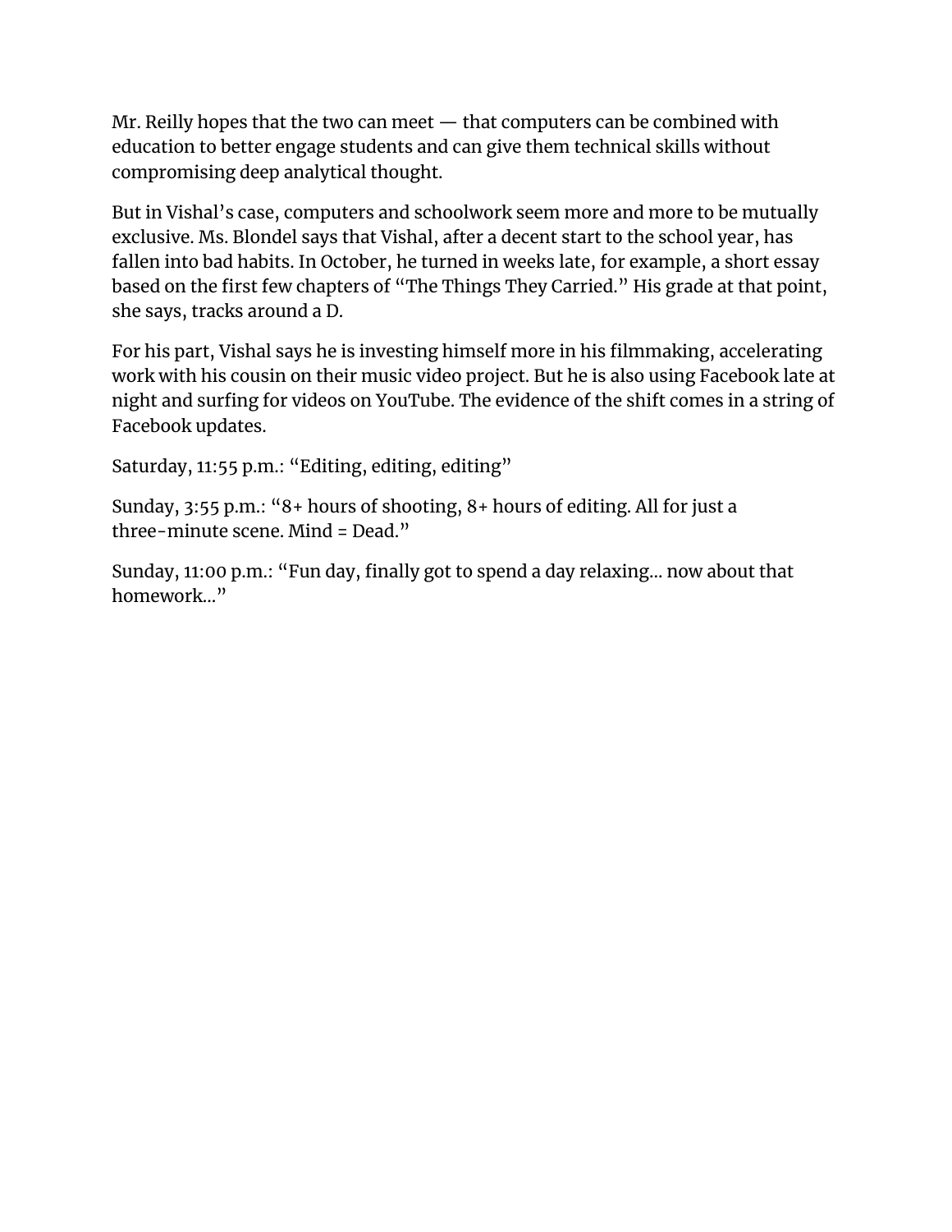Mr. Reilly hopes that the two can meet — that computers can be combined with education to better engage students and can give them technical skills without compromising deep analytical thought.

But in Vishal's case, computers and schoolwork seem more and more to be mutually exclusive. Ms. Blondel says that Vishal, after a decent start to the school year, has fallen into bad habits. In October, he turned in weeks late, for example, a short essay based on the first few chapters of "The Things They Carried." His grade at that point, she says, tracks around a D.

For his part, Vishal says he is investing himself more in his filmmaking, accelerating work with his cousin on their music video project. But he is also using Facebook late at night and surfing for videos on YouTube. The evidence of the shift comes in a string of Facebook updates.

Saturday, 11:55 p.m.: "Editing, editing, editing"

Sunday, 3:55 p.m.: "8+ hours of shooting, 8+ hours of editing. All for just a three-minute scene. Mind = Dead."

Sunday, 11:00 p.m.: "Fun day, finally got to spend a day relaxing... now about that homework..."